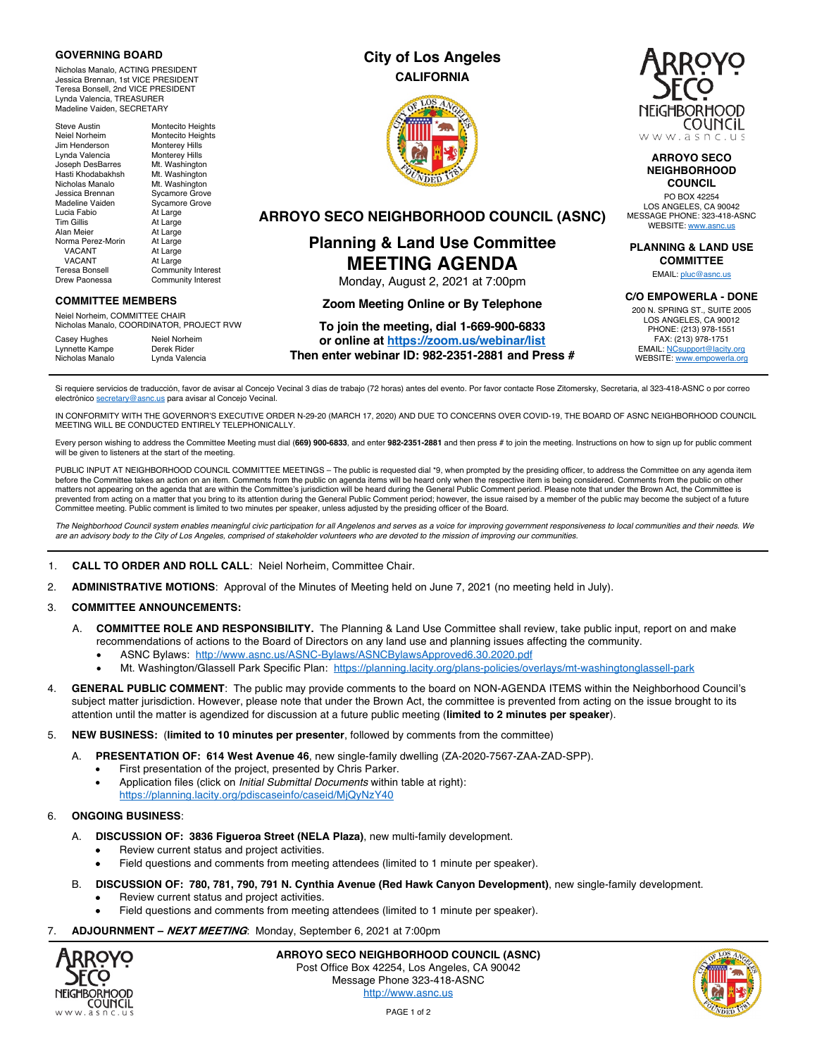**GOVERNING BOARD**

Nicholas Manalo, ACTING PRESIDENT
Jessica Brennan, 1st VICE PRESIDENT
Teresa Bonsell, 2nd VICE PRESIDENT
Lynda Valencia, TREASURER
Madeline Vaiden, SECRETARY

| | |
|---|---|
| Steve Austin | Montecito Heights |
| Neiel Norheim | Montecito Heights |
| Jim Henderson | Monterey Hills |
| Lynda Valencia | Monterey Hills |
| Joseph DesBarres | Mt. Washington |
| Hasti Khodabakhsh | Mt. Washington |
| Nicholas Manalo | Mt. Washington |
| Jessica Brennan | Sycamore Grove |
| Madeline Vaiden | Sycamore Grove |
| Lucia Fabio | At Large |
| Tim Gillis | At Large |
| Alan Meier | At Large |
| Norma Perez-Morin | At Large |
| VACANT | At Large |
| VACANT | At Large |
| Teresa Bonsell | Community Interest |
| Drew Paonessa | Community Interest |

**COMMITTEE MEMBERS**

Neiel Norheim, COMMITTEE CHAIR
Nicholas Manalo, COORDINATOR, PROJECT RVW

| | |
|---|---|
| Casey Hughes | Neiel Norheim |
| Lynnette Kampe | Derek Rider |
| Nicholas Manalo | Lynda Valencia |

**City of Los Angeles**
**CALIFORNIA**

## ARROYO SECO NEIGHBORHOOD COUNCIL (ASNC)

# Planning & Land Use Committee
# MEETING AGENDA

Monday, August 2, 2021 at 7:00pm

**Zoom Meeting Online or By Telephone**

**To join the meeting, dial 1-669-900-6833**
**or online at https://zoom.us/webinar/list**
**Then enter webinar ID: 982-2351-2881 and Press #**

**ARROYO SECO NEIGHBORHOOD COUNCIL**
PO BOX 42254
LOS ANGELES, CA 90042
MESSAGE PHONE: 323-418-ASNC
WEBSITE: www.asnc.us

**PLANNING & LAND USE COMMITTEE**
EMAIL: pluc@asnc.us

**C/O EMPOWERLA - DONE**
200 N. SPRING ST., SUITE 2005
LOS ANGELES, CA 90012
PHONE: (213) 978-1551
FAX: (213) 978-1751
EMAIL: NCsupport@lacity.org
WEBSITE: www.empowerla.org

Si requiere servicios de traducción, favor de avisar al Concejo Vecinal 3 días de trabajo (72 horas) antes del evento. Por favor contacte Rose Zitomersky, Secretaria, al 323-418-ASNC o por correo electrónico secretary@asnc.us para avisar al Concejo Vecinal.

IN CONFORMITY WITH THE GOVERNOR'S EXECUTIVE ORDER N-29-20 (MARCH 17, 2020) AND DUE TO CONCERNS OVER COVID-19, THE BOARD OF ASNC NEIGHBORHOOD COUNCIL MEETING WILL BE CONDUCTED ENTIRELY TELEPHONICALLY.

Every person wishing to address the Committee Meeting must dial **(669) 900-6833**, and enter **982-2351-2881** and then press # to join the meeting. Instructions on how to sign up for public comment will be given to listeners at the start of the meeting.

PUBLIC INPUT AT NEIGHBORHOOD COUNCIL COMMITTEE MEETINGS – The public is requested dial *9, when prompted by the presiding officer, to address the Committee on any agenda item before the Committee takes an action on an item. Comments from the public on agenda items will be heard only when the respective item is being considered. Comments from the public on other matters not appearing on the agenda that are within the Committee's jurisdiction will be heard during the General Public Comment period. Please note that under the Brown Act, the Committee is prevented from acting on a matter that you bring to its attention during the General Public Comment period; however, the issue raised by a member of the public may become the subject of a future Committee meeting. Public comment is limited to two minutes per speaker, unless adjusted by the presiding officer of the Board.

*The Neighborhood Council system enables meaningful civic participation for all Angelenos and serves as a voice for improving government responsiveness to local communities and their needs. We are an advisory body to the City of Los Angeles, comprised of stakeholder volunteers who are devoted to the mission of improving our communities.*

1. **CALL TO ORDER AND ROLL CALL**: Neiel Norheim, Committee Chair.

2. **ADMINISTRATIVE MOTIONS**: Approval of the Minutes of Meeting held on June 7, 2021 (no meeting held in July).

3. **COMMITTEE ANNOUNCEMENTS:**

   A. **COMMITTEE ROLE AND RESPONSIBILITY.** The Planning & Land Use Committee shall review, take public input, report on and make recommendations of actions to the Board of Directors on any land use and planning issues affecting the community.
      - ASNC Bylaws: http://www.asnc.us/ASNC-Bylaws/ASNCBylawsApproved6.30.2020.pdf
      - Mt. Washington/Glassell Park Specific Plan: https://planning.lacity.org/plans-policies/overlays/mt-washingtonglassell-park

4. **GENERAL PUBLIC COMMENT**: The public may provide comments to the board on NON-AGENDA ITEMS within the Neighborhood Council's subject matter jurisdiction. However, please note that under the Brown Act, the committee is prevented from acting on the issue brought to its attention until the matter is agendized for discussion at a future public meeting (**limited to 2 minutes per speaker**).

5. **NEW BUSINESS:** (**limited to 10 minutes per presenter**, followed by comments from the committee)

   A. **PRESENTATION OF: 614 West Avenue 46**, new single-family dwelling (ZA-2020-7567-ZAA-ZAD-SPP).
      - First presentation of the project, presented by Chris Parker.
      - Application files (click on *Initial Submittal Documents* within table at right): https://planning.lacity.org/pdiscaseinfo/caseid/MjQyNzY40

6. **ONGOING BUSINESS**:

   A. **DISCUSSION OF: 3836 Figueroa Street (NELA Plaza)**, new multi-family development.
      - Review current status and project activities.
      - Field questions and comments from meeting attendees (limited to 1 minute per speaker).

   B. **DISCUSSION OF: 780, 781, 790, 791 N. Cynthia Avenue (Red Hawk Canyon Development)**, new single-family development.
      - Review current status and project activities.
      - Field questions and comments from meeting attendees (limited to 1 minute per speaker).

7. **ADJOURNMENT – *NEXT MEETING***: Monday, September 6, 2021 at 7:00pm

**ARROYO SECO NEIGHBORHOOD COUNCIL (ASNC)**
Post Office Box 42254, Los Angeles, CA 90042
Message Phone 323-418-ASNC
http://www.asnc.us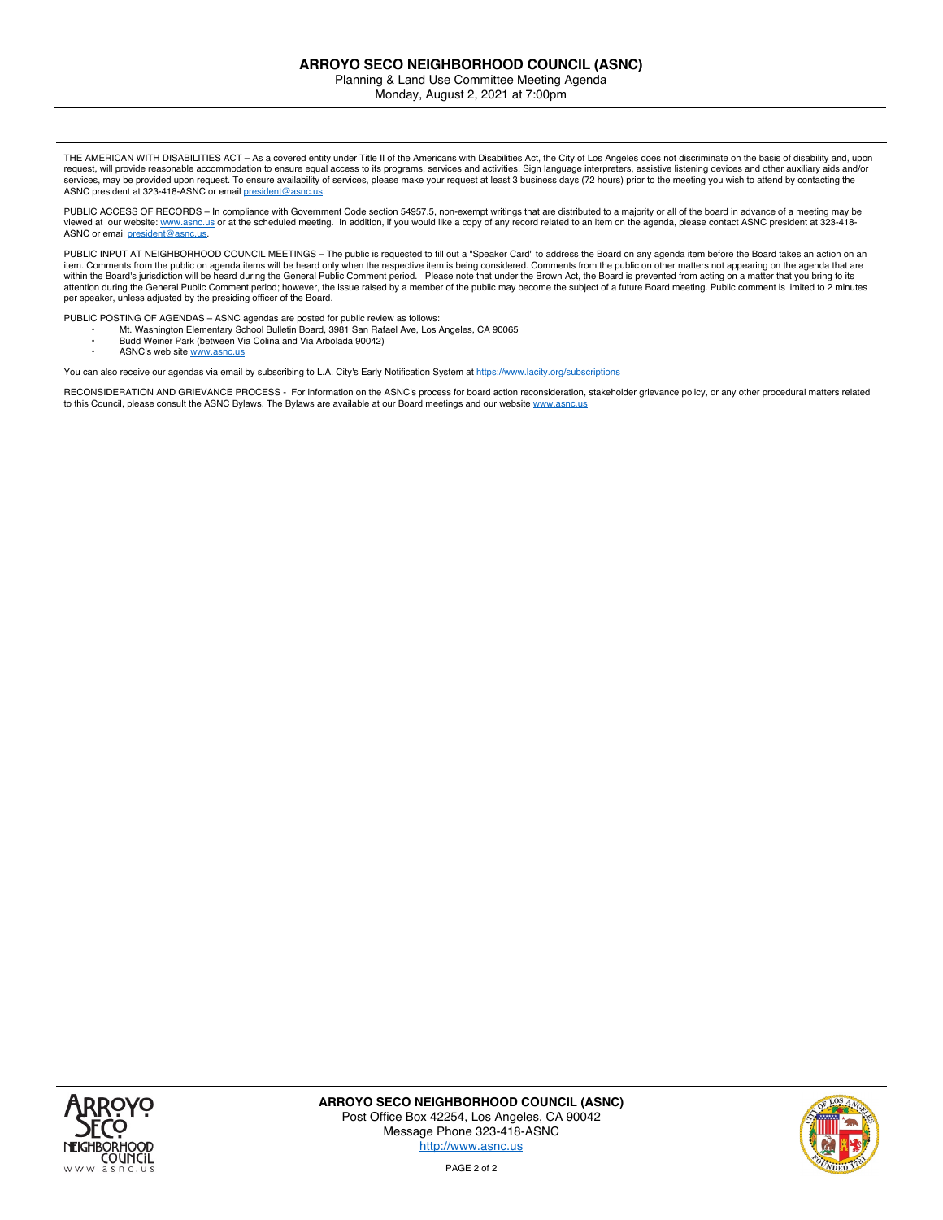THE AMERICAN WITH DISABILITIES ACT – As a covered entity under Title II of the Americans with Disabilities Act, the City of Los Angeles does not discriminate on the basis of disability and, upon request, will provide reasonable accommodation to ensure equal access to its programs, services and activities. Sign language interpreters, assistive listening devices and other auxiliary aids and/or services, may be provided upon request. To ensure availability of services, please make your request at least 3 business days (72 hours) prior to the meeting you wish to attend by contacting the ASNC president at 323-418-ASNC or email president@asnc.us.

PUBLIC ACCESS OF RECORDS – In compliance with Government Code section 54957.5, non-exempt writings that are distributed to a majority or all of the board in advance of a meeting may be viewed at our website: www.asnc.us or at the scheduled meeting. In addition, if you would like a copy of any record related to an item on the agenda, please contact ASNC president at 323-418-ASNC or email president@asnc.us.

PUBLIC INPUT AT NEIGHBORHOOD COUNCIL MEETINGS – The public is requested to fill out a "Speaker Card" to address the Board on any agenda item before the Board takes an action on an item. Comments from the public on agenda items will be heard only when the respective item is being considered. Comments from the public on other matters not appearing on the agenda that are within the Board's jurisdiction will be heard during the General Public Comment period. Please note that under the Brown Act, the Board is prevented from acting on a matter that you bring to its attention during the General Public Comment period; however, the issue raised by a member of the public may become the subject of a future Board meeting. Public comment is limited to 2 minutes per speaker, unless adjusted by the presiding officer of the Board.

PUBLIC POSTING OF AGENDAS – ASNC agendas are posted for public review as follows:

- Mt. Washington Elementary School Bulletin Board, 3981 San Rafael Ave, Los Angeles, CA 90065
- Budd Weiner Park (between Via Colina and Via Arbolada 90042)
- ASNC's web site www.asnc.us

You can also receive our agendas via email by subscribing to L.A. City's Early Notification System at https://www.lacity.org/subscriptions

RECONSIDERATION AND GRIEVANCE PROCESS - For information on the ASNC's process for board action reconsideration, stakeholder grievance policy, or any other procedural matters related to this Council, please consult the ASNC Bylaws. The Bylaws are available at our Board meetings and our website www.asnc.us